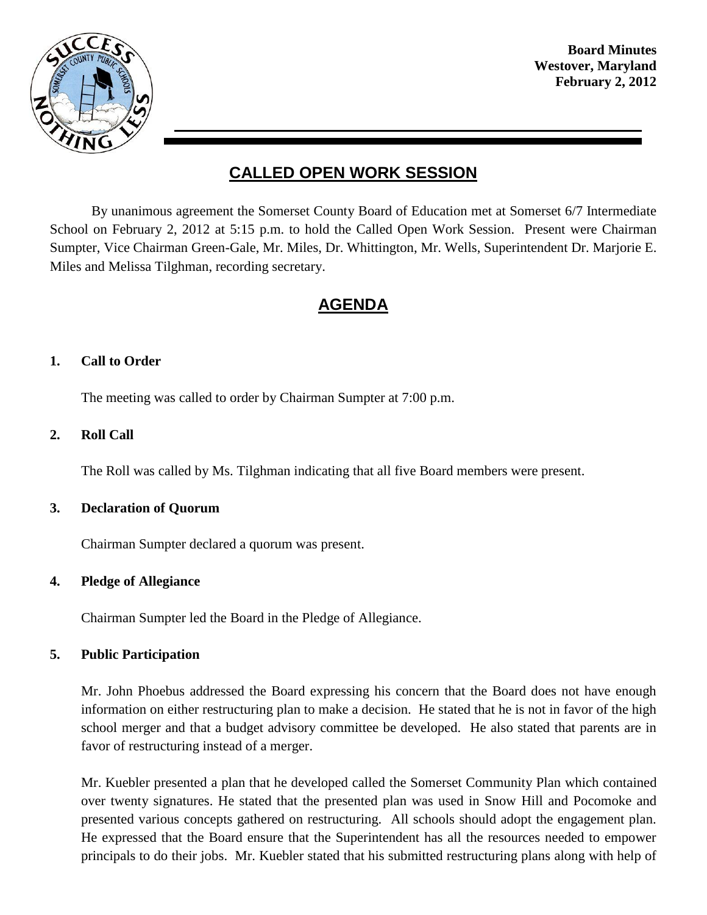**Board Minutes**
**Westover, Maryland**
**February 2, 2012**

# CALLED OPEN WORK SESSION

By unanimous agreement the Somerset County Board of Education met at Somerset 6/7 Intermediate School on February 2, 2012 at 5:15 p.m. to hold the Called Open Work Session. Present were Chairman Sumpter, Vice Chairman Green-Gale, Mr. Miles, Dr. Whittington, Mr. Wells, Superintendent Dr. Marjorie E. Miles and Melissa Tilghman, recording secretary.

# AGENDA

**1. Call to Order**

The meeting was called to order by Chairman Sumpter at 7:00 p.m.

**2. Roll Call**

The Roll was called by Ms. Tilghman indicating that all five Board members were present.

**3. Declaration of Quorum**

Chairman Sumpter declared a quorum was present.

**4. Pledge of Allegiance**

Chairman Sumpter led the Board in the Pledge of Allegiance.

**5. Public Participation**

Mr. John Phoebus addressed the Board expressing his concern that the Board does not have enough information on either restructuring plan to make a decision. He stated that he is not in favor of the high school merger and that a budget advisory committee be developed. He also stated that parents are in favor of restructuring instead of a merger.

Mr. Kuebler presented a plan that he developed called the Somerset Community Plan which contained over twenty signatures. He stated that the presented plan was used in Snow Hill and Pocomoke and presented various concepts gathered on restructuring. All schools should adopt the engagement plan. He expressed that the Board ensure that the Superintendent has all the resources needed to empower principals to do their jobs. Mr. Kuebler stated that his submitted restructuring plans along with help of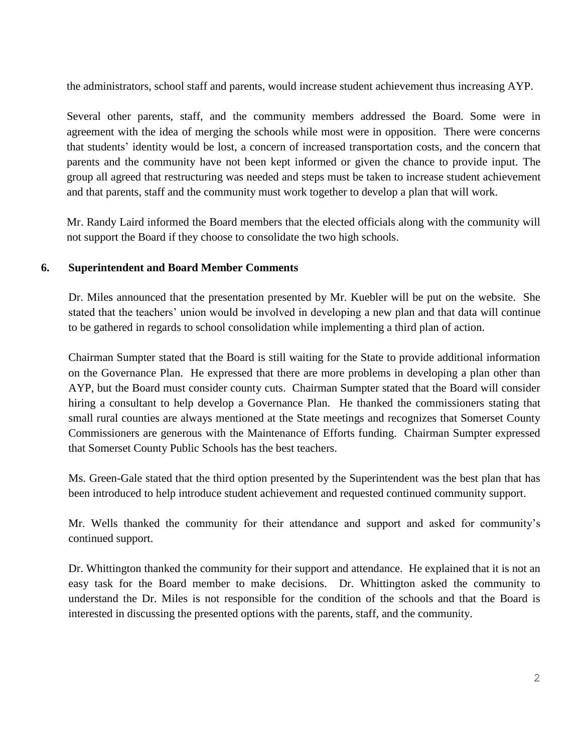the administrators, school staff and parents, would increase student achievement thus increasing AYP.

Several other parents, staff, and the community members addressed the Board. Some were in agreement with the idea of merging the schools while most were in opposition. There were concerns that students' identity would be lost, a concern of increased transportation costs, and the concern that parents and the community have not been kept informed or given the chance to provide input. The group all agreed that restructuring was needed and steps must be taken to increase student achievement and that parents, staff and the community must work together to develop a plan that will work.

Mr. Randy Laird informed the Board members that the elected officials along with the community will not support the Board if they choose to consolidate the two high schools.

**6. Superintendent and Board Member Comments**

Dr. Miles announced that the presentation presented by Mr. Kuebler will be put on the website. She stated that the teachers' union would be involved in developing a new plan and that data will continue to be gathered in regards to school consolidation while implementing a third plan of action.

Chairman Sumpter stated that the Board is still waiting for the State to provide additional information on the Governance Plan. He expressed that there are more problems in developing a plan other than AYP, but the Board must consider county cuts. Chairman Sumpter stated that the Board will consider hiring a consultant to help develop a Governance Plan. He thanked the commissioners stating that small rural counties are always mentioned at the State meetings and recognizes that Somerset County Commissioners are generous with the Maintenance of Efforts funding. Chairman Sumpter expressed that Somerset County Public Schools has the best teachers.

Ms. Green-Gale stated that the third option presented by the Superintendent was the best plan that has been introduced to help introduce student achievement and requested continued community support.

Mr. Wells thanked the community for their attendance and support and asked for community's continued support.

Dr. Whittington thanked the community for their support and attendance. He explained that it is not an easy task for the Board member to make decisions. Dr. Whittington asked the community to understand the Dr. Miles is not responsible for the condition of the schools and that the Board is interested in discussing the presented options with the parents, staff, and the community.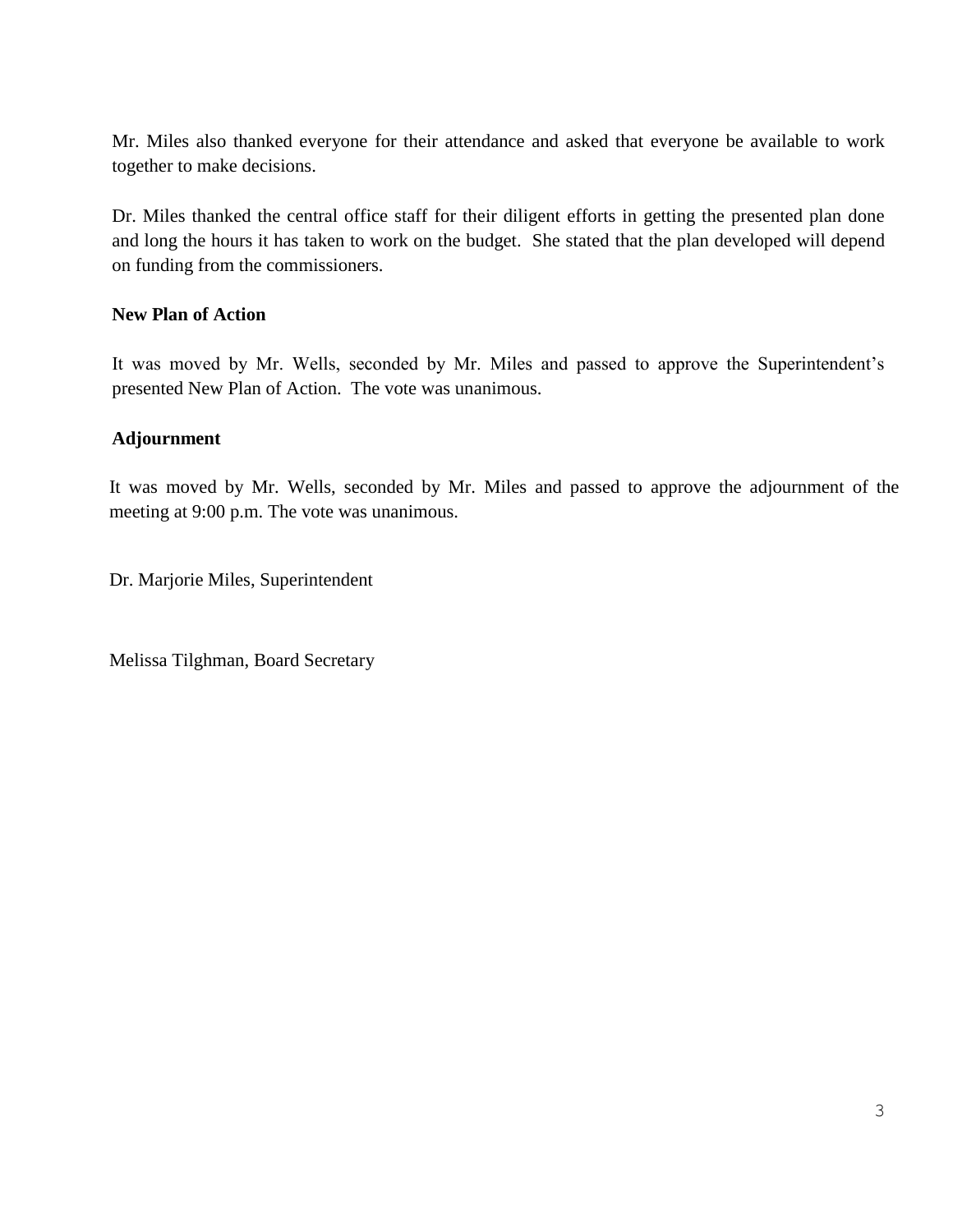Mr. Miles also thanked everyone for their attendance and asked that everyone be available to work together to make decisions.

Dr. Miles thanked the central office staff for their diligent efforts in getting the presented plan done and long the hours it has taken to work on the budget. She stated that the plan developed will depend on funding from the commissioners.

**New Plan of Action**

It was moved by Mr. Wells, seconded by Mr. Miles and passed to approve the Superintendent's presented New Plan of Action. The vote was unanimous.

**Adjournment**

It was moved by Mr. Wells, seconded by Mr. Miles and passed to approve the adjournment of the meeting at 9:00 p.m. The vote was unanimous.

Dr. Marjorie Miles, Superintendent

Melissa Tilghman, Board Secretary